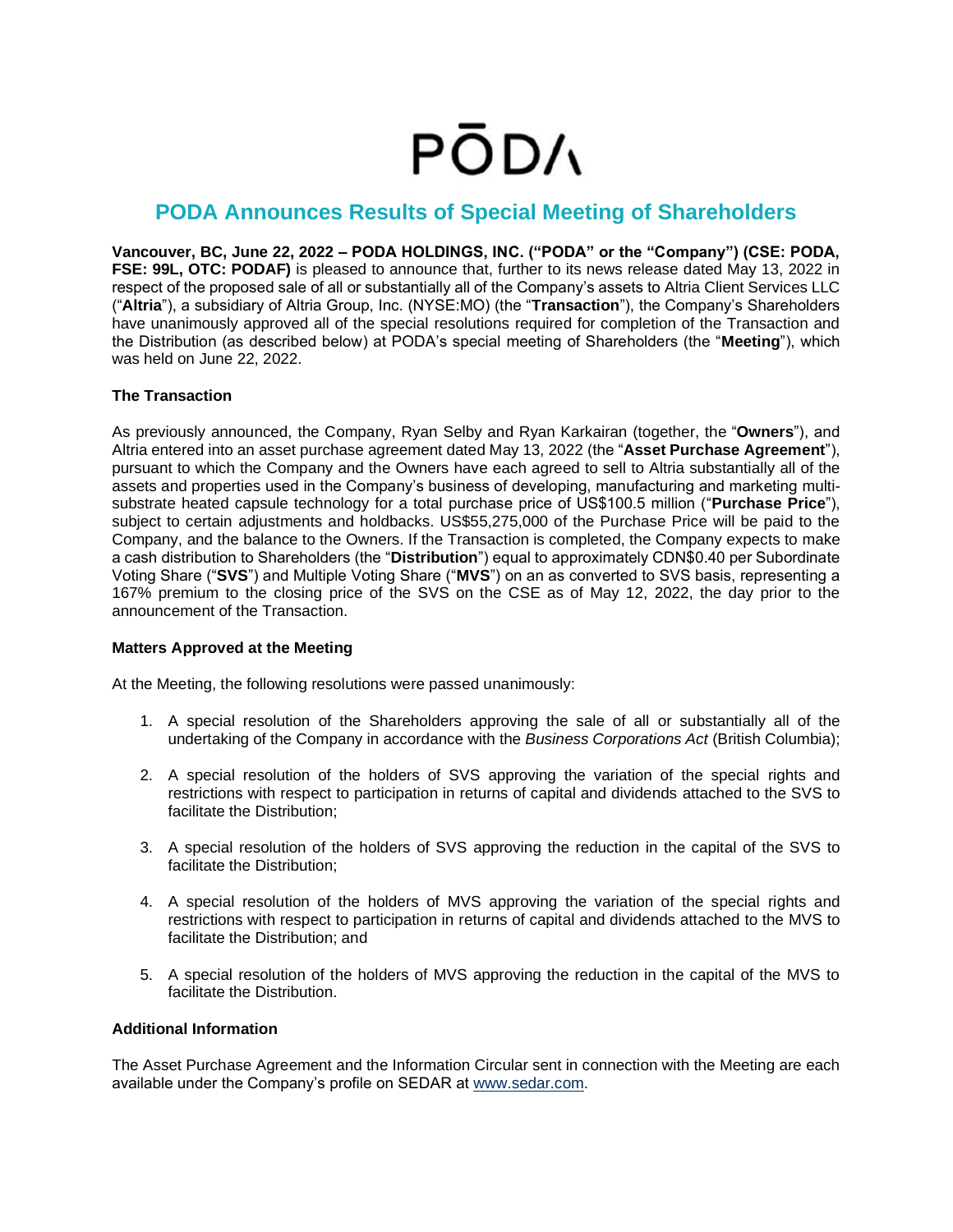PŌDΛ

# PODA Announces Results of Special Meeting of Shareholders

**Vancouver, BC, June 22, 2022 – PODA HOLDINGS, INC. ("PODA" or the "Company") (CSE: PODA, FSE: 99L, OTC: PODAF)** is pleased to announce that, further to its news release dated May 13, 2022 in respect of the proposed sale of all or substantially all of the Company's assets to Altria Client Services LLC ("**Altria**"), a subsidiary of Altria Group, Inc. (NYSE:MO) (the "**Transaction**"), the Company's Shareholders have unanimously approved all of the special resolutions required for completion of the Transaction and the Distribution (as described below) at PODA's special meeting of Shareholders (the "**Meeting**"), which was held on June 22, 2022.

### The Transaction

As previously announced, the Company, Ryan Selby and Ryan Karkairan (together, the "**Owners**"), and Altria entered into an asset purchase agreement dated May 13, 2022 (the "**Asset Purchase Agreement**"), pursuant to which the Company and the Owners have each agreed to sell to Altria substantially all of the assets and properties used in the Company's business of developing, manufacturing and marketing multi-substrate heated capsule technology for a total purchase price of US$100.5 million ("**Purchase Price**"), subject to certain adjustments and holdbacks. US$55,275,000 of the Purchase Price will be paid to the Company, and the balance to the Owners. If the Transaction is completed, the Company expects to make a cash distribution to Shareholders (the "**Distribution**") equal to approximately CDN$0.40 per Subordinate Voting Share ("**SVS**") and Multiple Voting Share ("**MVS**") on an as converted to SVS basis, representing a 167% premium to the closing price of the SVS on the CSE as of May 12, 2022, the day prior to the announcement of the Transaction.

### Matters Approved at the Meeting

At the Meeting, the following resolutions were passed unanimously:

1. A special resolution of the Shareholders approving the sale of all or substantially all of the undertaking of the Company in accordance with the *Business Corporations Act* (British Columbia);
2. A special resolution of the holders of SVS approving the variation of the special rights and restrictions with respect to participation in returns of capital and dividends attached to the SVS to facilitate the Distribution;
3. A special resolution of the holders of SVS approving the reduction in the capital of the SVS to facilitate the Distribution;
4. A special resolution of the holders of MVS approving the variation of the special rights and restrictions with respect to participation in returns of capital and dividends attached to the MVS to facilitate the Distribution; and
5. A special resolution of the holders of MVS approving the reduction in the capital of the MVS to facilitate the Distribution.

### Additional Information

The Asset Purchase Agreement and the Information Circular sent in connection with the Meeting are each available under the Company's profile on SEDAR at www.sedar.com.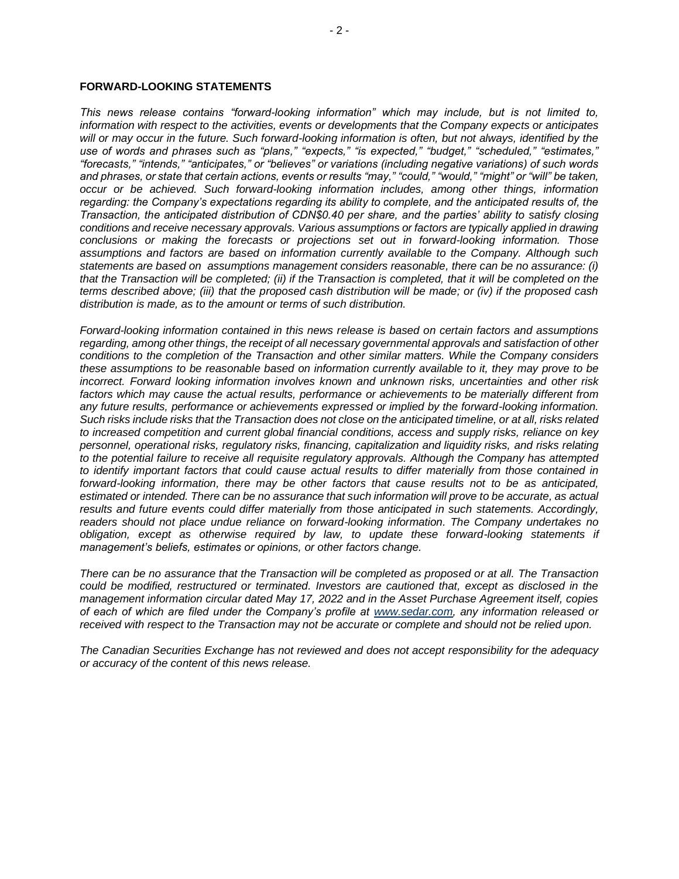## FORWARD-LOOKING STATEMENTS

*This news release contains “forward-looking information” which may include, but is not limited to, information with respect to the activities, events or developments that the Company expects or anticipates will or may occur in the future. Such forward-looking information is often, but not always, identified by the use of words and phrases such as “plans,” “expects,” “is expected,” “budget,” “scheduled,” “estimates,” “forecasts,” “intends,” “anticipates,” or “believes” or variations (including negative variations) of such words and phrases, or state that certain actions, events or results “may,” “could,” “would,” “might” or “will” be taken, occur or be achieved. Such forward-looking information includes, among other things, information regarding: the Company’s expectations regarding its ability to complete, and the anticipated results of, the Transaction, the anticipated distribution of CDN$0.40 per share, and the parties’ ability to satisfy closing conditions and receive necessary approvals. Various assumptions or factors are typically applied in drawing conclusions or making the forecasts or projections set out in forward-looking information. Those assumptions and factors are based on information currently available to the Company. Although such statements are based on assumptions management considers reasonable, there can be no assurance: (i) that the Transaction will be completed; (ii) if the Transaction is completed, that it will be completed on the terms described above; (iii) that the proposed cash distribution will be made; or (iv) if the proposed cash distribution is made, as to the amount or terms of such distribution.*

*Forward-looking information contained in this news release is based on certain factors and assumptions regarding, among other things, the receipt of all necessary governmental approvals and satisfaction of other conditions to the completion of the Transaction and other similar matters. While the Company considers these assumptions to be reasonable based on information currently available to it, they may prove to be incorrect. Forward looking information involves known and unknown risks, uncertainties and other risk factors which may cause the actual results, performance or achievements to be materially different from any future results, performance or achievements expressed or implied by the forward-looking information. Such risks include risks that the Transaction does not close on the anticipated timeline, or at all, risks related to increased competition and current global financial conditions, access and supply risks, reliance on key personnel, operational risks, regulatory risks, financing, capitalization and liquidity risks, and risks relating to the potential failure to receive all requisite regulatory approvals. Although the Company has attempted to identify important factors that could cause actual results to differ materially from those contained in forward-looking information, there may be other factors that cause results not to be as anticipated, estimated or intended. There can be no assurance that such information will prove to be accurate, as actual results and future events could differ materially from those anticipated in such statements. Accordingly, readers should not place undue reliance on forward-looking information. The Company undertakes no obligation, except as otherwise required by law, to update these forward-looking statements if management’s beliefs, estimates or opinions, or other factors change.*

*There can be no assurance that the Transaction will be completed as proposed or at all. The Transaction could be modified, restructured or terminated. Investors are cautioned that, except as disclosed in the management information circular dated May 17, 2022 and in the Asset Purchase Agreement itself, copies of each of which are filed under the Company’s profile at [www.sedar.com](http://www.sedar.com), any information released or received with respect to the Transaction may not be accurate or complete and should not be relied upon.*

*The Canadian Securities Exchange has not reviewed and does not accept responsibility for the adequacy or accuracy of the content of this news release.*